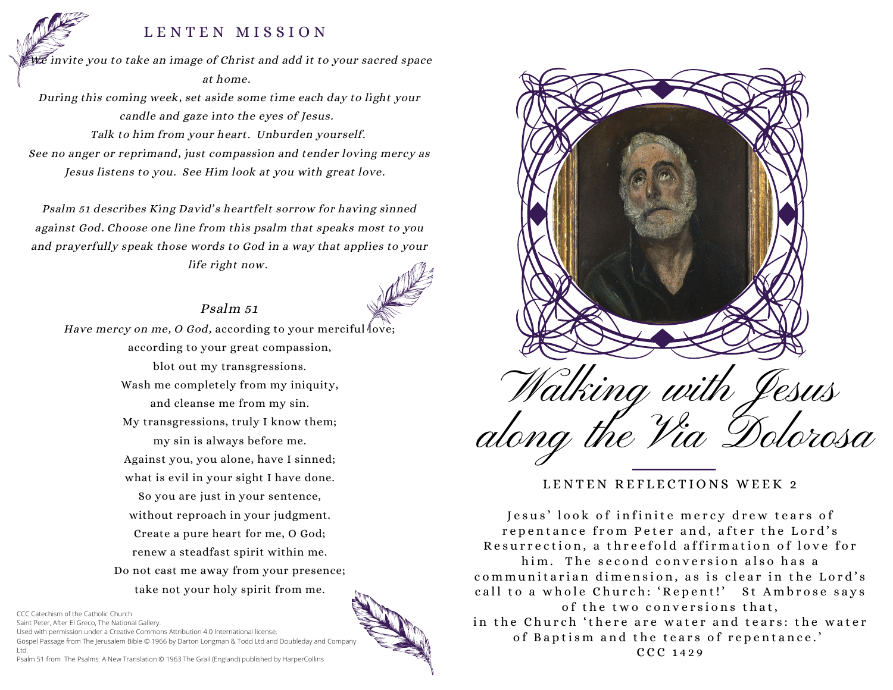## LENTEN MISSION

*We invite you to take an image of Christ and add it to your sacred space at home.*
*During this coming week, set aside some time each day to light your candle and gaze into the eyes of Jesus.*
*Talk to him from your heart. Unburden yourself.*
*See no anger or reprimand, just compassion and tender loving mercy as Jesus listens to you. See Him look at you with great love.*

*Psalm 51 describes King David's heartfelt sorrow for having sinned against God. Choose one line from this psalm that speaks most to you and prayerfully speak those words to God in a way that applies to your life right now.*

### *Psalm 51*

*Have mercy on me, O God,* according to your merciful love;
according to your great compassion,
blot out my transgressions.
Wash me completely from my iniquity,
and cleanse me from my sin.
My transgressions, truly I know them;
my sin is always before me.
Against you, you alone, have I sinned;
what is evil in your sight I have done.
So you are just in your sentence,
without reproach in your judgment.
Create a pure heart for me, O God;
renew a steadfast spirit within me.
Do not cast me away from your presence;
take not your holy spirit from me.

CCC Catechism of the Catholic Church
Saint Peter, After El Greco, The National Gallery.
Used with permission under a Creative Commons Attribution 4.0 International license.
Gospel Passage from The Jerusalem Bible © 1966 by Darton Longman & Todd Ltd and Doubleday and Company Ltd.
Psalm 51 from The Psalms: A New Translation © 1963 The Grail (England) published by HarperCollins

# *Walking with Jesus along the Via Dolorosa*

## LENTEN REFLECTIONS WEEK 2

Jesus' look of infinite mercy drew tears of repentance from Peter and, after the Lord's Resurrection, a threefold affirmation of love for him. The second conversion also has a communitarian dimension, as is clear in the Lord's call to a whole Church: 'Repent!' St Ambrose says of the two conversions that,
in the Church 'there are water and tears: the water of Baptism and the tears of repentance.'
CCC 1429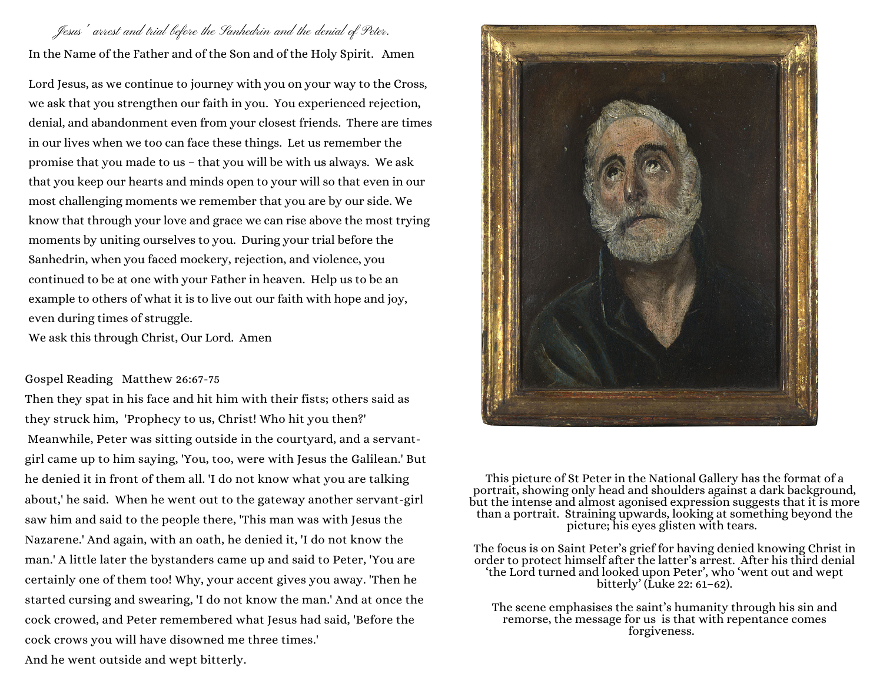*Jesus' arrest and trial before the Sanhedrin and the denial of Peter.*

In the Name of the Father and of the Son and of the Holy Spirit. Amen

Lord Jesus, as we continue to journey with you on your way to the Cross, we ask that you strengthen our faith in you. You experienced rejection, denial, and abandonment even from your closest friends. There are times in our lives when we too can face these things. Let us remember the promise that you made to us – that you will be with us always. We ask that you keep our hearts and minds open to your will so that even in our most challenging moments we remember that you are by our side. We know that through your love and grace we can rise above the most trying moments by uniting ourselves to you. During your trial before the Sanhedrin, when you faced mockery, rejection, and violence, you continued to be at one with your Father in heaven. Help us to be an example to others of what it is to live out our faith with hope and joy, even during times of struggle.

We ask this through Christ, Our Lord. Amen

Gospel Reading Matthew 26:67-75

Then they spat in his face and hit him with their fists; others said as they struck him, 'Prophecy to us, Christ! Who hit you then?'

Meanwhile, Peter was sitting outside in the courtyard, and a servant-girl came up to him saying, 'You, too, were with Jesus the Galilean.' But he denied it in front of them all. 'I do not know what you are talking about,' he said. When he went out to the gateway another servant-girl saw him and said to the people there, 'This man was with Jesus the Nazarene.' And again, with an oath, he denied it, 'I do not know the man.' A little later the bystanders came up and said to Peter, 'You are certainly one of them too! Why, your accent gives you away. 'Then he started cursing and swearing, 'I do not know the man.' And at once the cock crowed, and Peter remembered what Jesus had said, 'Before the cock crows you will have disowned me three times.'

And he went outside and wept bitterly.

This picture of St Peter in the National Gallery has the format of a portrait, showing only head and shoulders against a dark background, but the intense and almost agonised expression suggests that it is more than a portrait. Straining upwards, looking at something beyond the picture; his eyes glisten with tears.

The focus is on Saint Peter's grief for having denied knowing Christ in order to protect himself after the latter's arrest. After his third denial 'the Lord turned and looked upon Peter', who 'went out and wept bitterly' (Luke 22: 61–62).

The scene emphasises the saint's humanity through his sin and remorse, the message for us is that with repentance comes forgiveness.